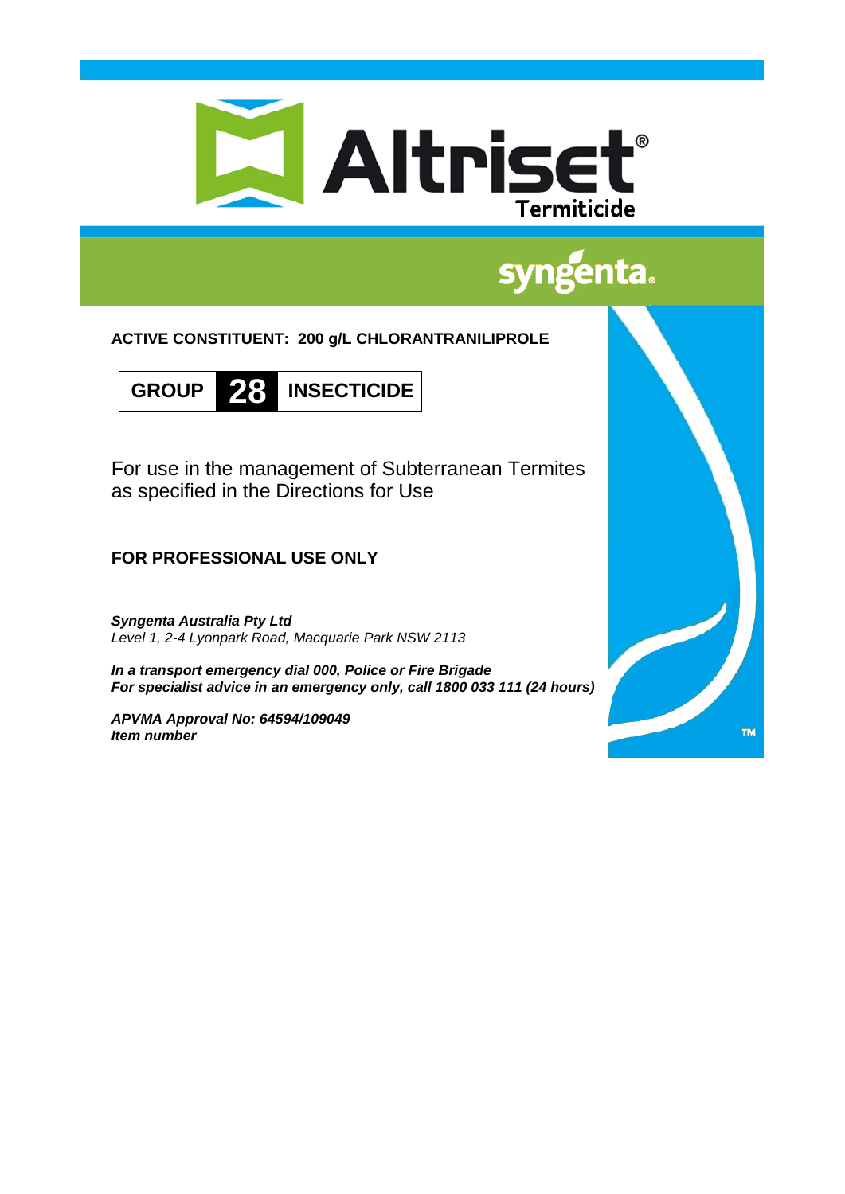# Altriset®

## Termiticide

syngenta

**ACTIVE CONSTITUENT: 200 g/L CHLORANTRANILIPROLE**

**GROUP 28 INSECTICIDE**

For use in the management of Subterranean Termites as specified in the Directions for Use

**FOR PROFESSIONAL USE ONLY**

***Syngenta Australia Pty Ltd***
*Level 1, 2-4 Lyonpark Road, Macquarie Park NSW 2113*

***In a transport emergency dial 000, Police or Fire Brigade***
***For specialist advice in an emergency only, call 1800 033 111 (24 hours)***

***APVMA Approval No: 64594/109049***
***Item number***

TM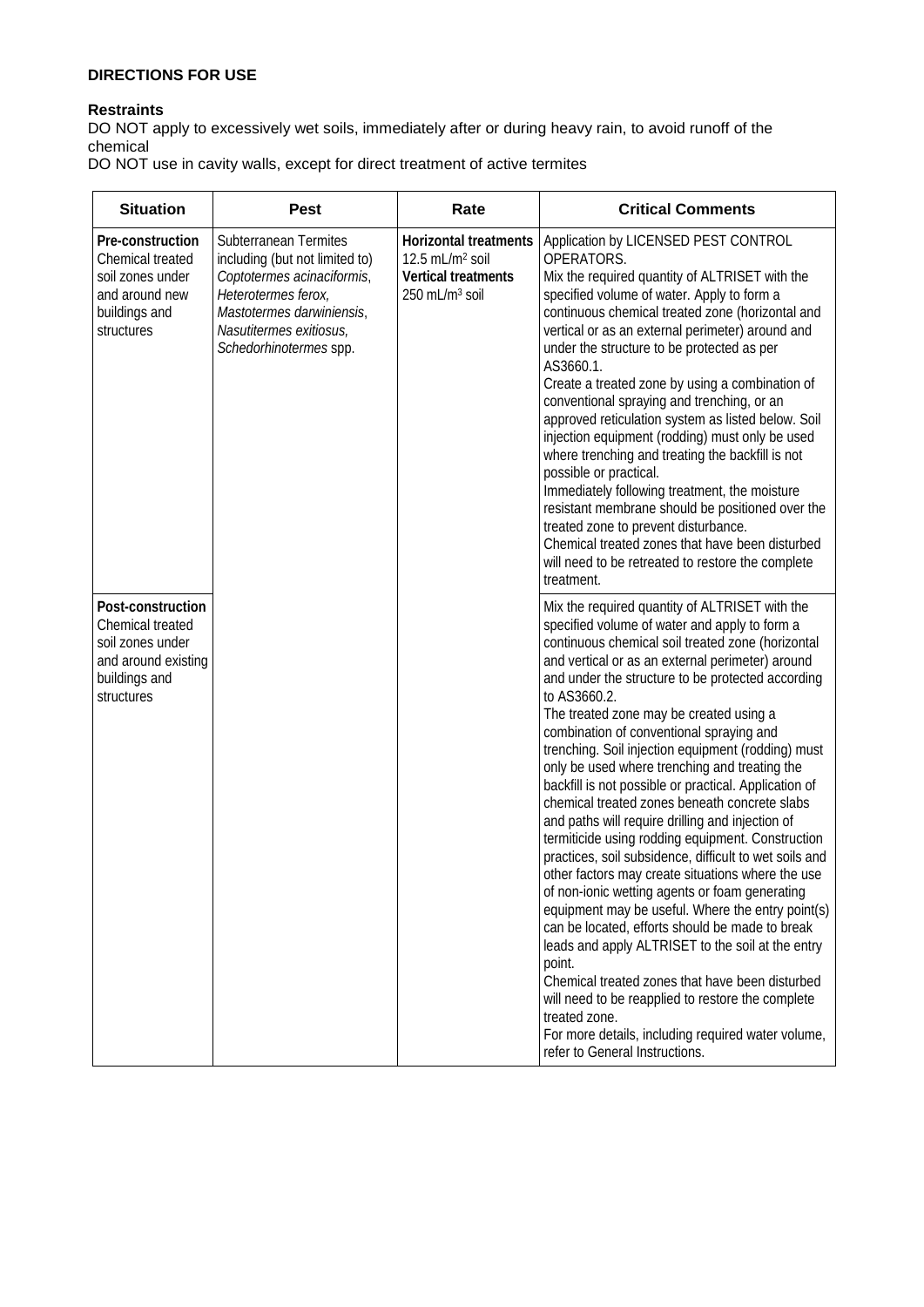**DIRECTIONS FOR USE**

**Restraints**

DO NOT apply to excessively wet soils, immediately after or during heavy rain, to avoid runoff of the chemical

DO NOT use in cavity walls, except for direct treatment of active termites

| Situation | Pest | Rate | Critical Comments |
|---|---|---|---|
| **Pre-construction** Chemical treated soil zones under and around new buildings and structures | Subterranean Termites including (but not limited to) *Coptotermes acinaciformis*, *Heterotermes ferox*, *Mastotermes darwiniensis*, *Nasutitermes exitiosus*, *Schedorhinotermes* spp. | **Horizontal treatments** 12.5 mL/$m^2$ soil **Vertical treatments** 250 mL/$m^3$ soil | Application by LICENSED PEST CONTROL OPERATORS. Mix the required quantity of ALTRISET with the specified volume of water. Apply to form a continuous chemical treated zone (horizontal and vertical or as an external perimeter) around and under the structure to be protected as per AS3660.1. Create a treated zone by using a combination of conventional spraying and trenching, or an approved reticulation system as listed below. Soil injection equipment (rodding) must only be used where trenching and treating the backfill is not possible or practical. Immediately following treatment, the moisture resistant membrane should be positioned over the treated zone to prevent disturbance. Chemical treated zones that have been disturbed will need to be retreated to restore the complete treatment. |
| **Post-construction** Chemical treated soil zones under and around existing buildings and structures | | | Mix the required quantity of ALTRISET with the specified volume of water and apply to form a continuous chemical soil treated zone (horizontal and vertical or as an external perimeter) around and under the structure to be protected according to AS3660.2. The treated zone may be created using a combination of conventional spraying and trenching. Soil injection equipment (rodding) must only be used where trenching and treating the backfill is not possible or practical. Application of chemical treated zones beneath concrete slabs and paths will require drilling and injection of termiticide using rodding equipment. Construction practices, soil subsidence, difficult to wet soils and other factors may create situations where the use of non-ionic wetting agents or foam generating equipment may be useful. Where the entry point(s) can be located, efforts should be made to break leads and apply ALTRISET to the soil at the entry point. Chemical treated zones that have been disturbed will need to be reapplied to restore the complete treated zone. For more details, including required water volume, refer to General Instructions. |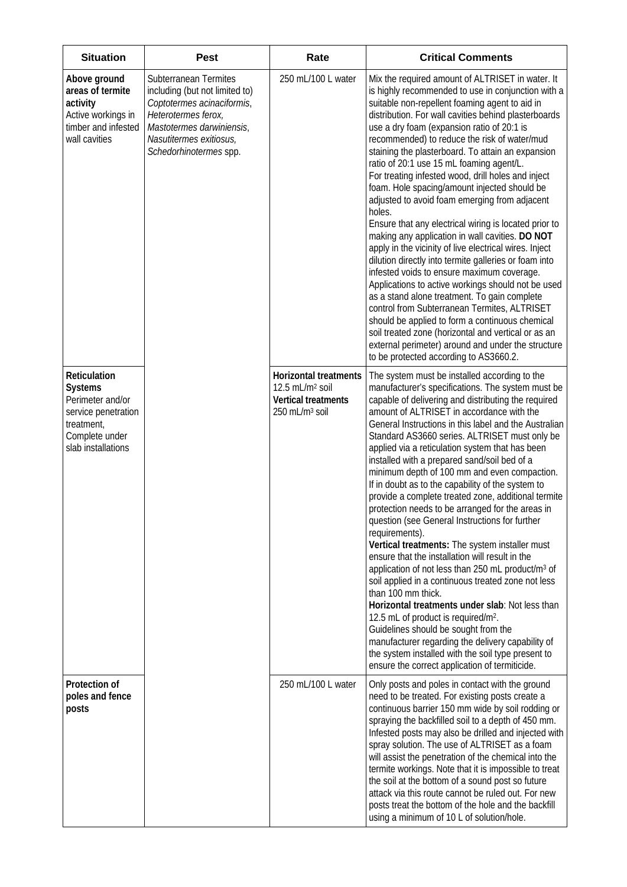| Situation | Pest | Rate | Critical Comments |
|---|---|---|---|
| **Above ground areas of termite activity** Active workings in timber and infested wall cavities | Subterranean Termites including (but not limited to) *Coptotermes acinaciformis*, *Heterotermes ferox*, *Mastotermes darwiniensis*, *Nasutitermes exitiosus*, *Schedorhinotermes* spp. | 250 mL/100 L water | Mix the required amount of ALTRISET in water. It is highly recommended to use in conjunction with a suitable non-repellent foaming agent to aid in distribution. For wall cavities behind plasterboards use a dry foam (expansion ratio of 20:1 is recommended) to reduce the risk of water/mud staining the plasterboard. To attain an expansion ratio of 20:1 use 15 mL foaming agent/L. For treating infested wood, drill holes and inject foam. Hole spacing/amount injected should be adjusted to avoid foam emerging from adjacent holes. Ensure that any electrical wiring is located prior to making any application in wall cavities. **DO NOT** apply in the vicinity of live electrical wires. Inject dilution directly into termite galleries or foam into infested voids to ensure maximum coverage. Applications to active workings should not be used as a stand alone treatment. To gain complete control from Subterranean Termites, ALTRISET should be applied to form a continuous chemical soil treated zone (horizontal and vertical or as an external perimeter) around and under the structure to be protected according to AS3660.2. |
| **Reticulation Systems** Perimeter and/or service penetration treatment, Complete under slab installations | | **Horizontal treatments** 12.5 mL/m² soil **Vertical treatments** 250 mL/m³ soil | The system must be installed according to the manufacturer's specifications. The system must be capable of delivering and distributing the required amount of ALTRISET in accordance with the General Instructions in this label and the Australian Standard AS3660 series. ALTRISET must only be applied via a reticulation system that has been installed with a prepared sand/soil bed of a minimum depth of 100 mm and even compaction. If in doubt as to the capability of the system to provide a complete treated zone, additional termite protection needs to be arranged for the areas in question (see General Instructions for further requirements). **Vertical treatments:** The system installer must ensure that the installation will result in the application of not less than 250 mL product/m³ of soil applied in a continuous treated zone not less than 100 mm thick. **Horizontal treatments under slab**: Not less than 12.5 mL of product is required/m². Guidelines should be sought from the manufacturer regarding the delivery capability of the system installed with the soil type present to ensure the correct application of termiticide. |
| **Protection of poles and fence posts** | | 250 mL/100 L water | Only posts and poles in contact with the ground need to be treated. For existing posts create a continuous barrier 150 mm wide by soil rodding or spraying the backfilled soil to a depth of 450 mm. Infested posts may also be drilled and injected with spray solution. The use of ALTRISET as a foam will assist the penetration of the chemical into the termite workings. Note that it is impossible to treat the soil at the bottom of a sound post so future attack via this route cannot be ruled out. For new posts treat the bottom of the hole and the backfill using a minimum of 10 L of solution/hole. |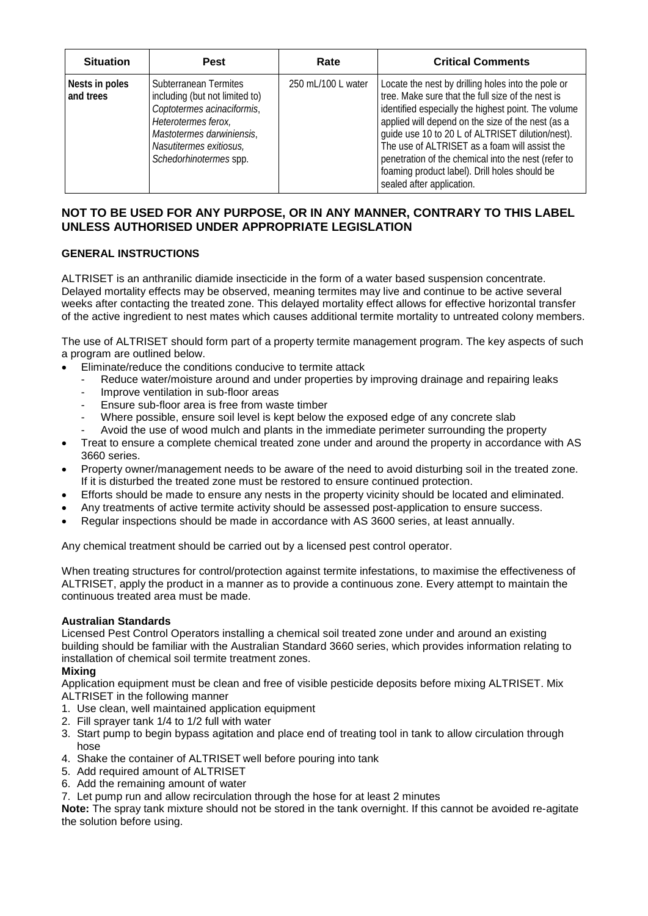| Situation | Pest | Rate | Critical Comments |
|---|---|---|---|
| **Nests in poles and trees** | Subterranean Termites including (but not limited to) *Coptotermes acinaciformis*, *Heterotermes ferox*, *Mastotermes darwiniensis*, *Nasutitermes exitiosus*, *Schedorhinotermes* spp. | 250 mL/100 L water | Locate the nest by drilling holes into the pole or tree. Make sure that the full size of the nest is identified especially the highest point. The volume applied will depend on the size of the nest (as a guide use 10 to 20 L of ALTRISET dilution/nest). The use of ALTRISET as a foam will assist the penetration of the chemical into the nest (refer to foaming product label). Drill holes should be sealed after application. |

## NOT TO BE USED FOR ANY PURPOSE, OR IN ANY MANNER, CONTRARY TO THIS LABEL UNLESS AUTHORISED UNDER APPROPRIATE LEGISLATION

### GENERAL INSTRUCTIONS

ALTRISET is an anthranilic diamide insecticide in the form of a water based suspension concentrate. Delayed mortality effects may be observed, meaning termites may live and continue to be active several weeks after contacting the treated zone. This delayed mortality effect allows for effective horizontal transfer of the active ingredient to nest mates which causes additional termite mortality to untreated colony members.

The use of ALTRISET should form part of a property termite management program. The key aspects of such a program are outlined below.

- Eliminate/reduce the conditions conducive to termite attack
  - Reduce water/moisture around and under properties by improving drainage and repairing leaks
  - Improve ventilation in sub-floor areas
  - Ensure sub-floor area is free from waste timber
  - Where possible, ensure soil level is kept below the exposed edge of any concrete slab
  - Avoid the use of wood mulch and plants in the immediate perimeter surrounding the property
- Treat to ensure a complete chemical treated zone under and around the property in accordance with AS 3660 series.
- Property owner/management needs to be aware of the need to avoid disturbing soil in the treated zone. If it is disturbed the treated zone must be restored to ensure continued protection.
- Efforts should be made to ensure any nests in the property vicinity should be located and eliminated.
- Any treatments of active termite activity should be assessed post-application to ensure success.
- Regular inspections should be made in accordance with AS 3600 series, at least annually.

Any chemical treatment should be carried out by a licensed pest control operator.

When treating structures for control/protection against termite infestations, to maximise the effectiveness of ALTRISET, apply the product in a manner as to provide a continuous zone. Every attempt to maintain the continuous treated area must be made.

**Australian Standards**

Licensed Pest Control Operators installing a chemical soil treated zone under and around an existing building should be familiar with the Australian Standard 3660 series, which provides information relating to installation of chemical soil termite treatment zones.

**Mixing**

Application equipment must be clean and free of visible pesticide deposits before mixing ALTRISET. Mix ALTRISET in the following manner

1. Use clean, well maintained application equipment
2. Fill sprayer tank 1/4 to 1/2 full with water
3. Start pump to begin bypass agitation and place end of treating tool in tank to allow circulation through hose
4. Shake the container of ALTRISET well before pouring into tank
5. Add required amount of ALTRISET
6. Add the remaining amount of water
7. Let pump run and allow recirculation through the hose for at least 2 minutes

**Note:** The spray tank mixture should not be stored in the tank overnight. If this cannot be avoided re-agitate the solution before using.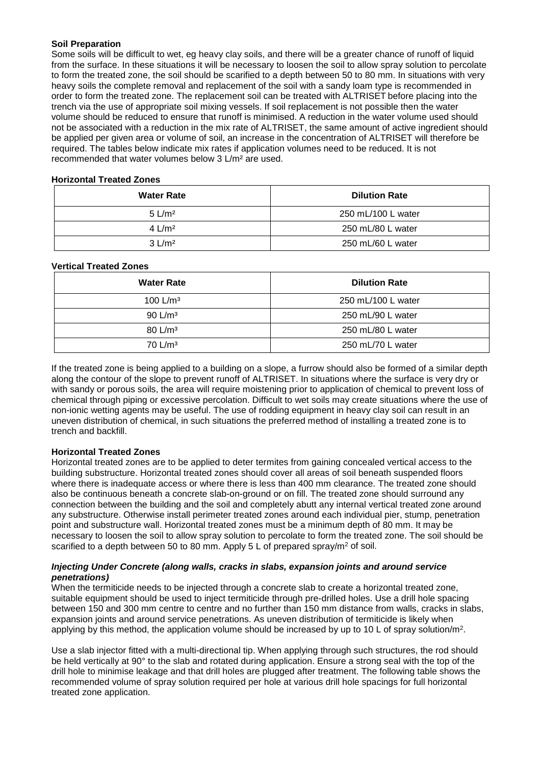**Soil Preparation**

Some soils will be difficult to wet, eg heavy clay soils, and there will be a greater chance of runoff of liquid from the surface. In these situations it will be necessary to loosen the soil to allow spray solution to percolate to form the treated zone, the soil should be scarified to a depth between 50 to 80 mm. In situations with very heavy soils the complete removal and replacement of the soil with a sandy loam type is recommended in order to form the treated zone. The replacement soil can be treated with ALTRISET before placing into the trench via the use of appropriate soil mixing vessels. If soil replacement is not possible then the water volume should be reduced to ensure that runoff is minimised. A reduction in the water volume used should not be associated with a reduction in the mix rate of ALTRISET, the same amount of active ingredient should be applied per given area or volume of soil, an increase in the concentration of ALTRISET will therefore be required. The tables below indicate mix rates if application volumes need to be reduced. It is not recommended that water volumes below 3 L/m² are used.

**Horizontal Treated Zones**

| Water Rate | Dilution Rate |
|---|---|
| 5 L/m² | 250 mL/100 L water |
| 4 L/m² | 250 mL/80 L water |
| 3 L/m² | 250 mL/60 L water |

**Vertical Treated Zones**

| Water Rate | Dilution Rate |
|---|---|
| 100 L/m³ | 250 mL/100 L water |
| 90 L/m³ | 250 mL/90 L water |
| 80 L/m³ | 250 mL/80 L water |
| 70 L/m³ | 250 mL/70 L water |

If the treated zone is being applied to a building on a slope, a furrow should also be formed of a similar depth along the contour of the slope to prevent runoff of ALTRISET. In situations where the surface is very dry or with sandy or porous soils, the area will require moistening prior to application of chemical to prevent loss of chemical through piping or excessive percolation. Difficult to wet soils may create situations where the use of non-ionic wetting agents may be useful. The use of rodding equipment in heavy clay soil can result in an uneven distribution of chemical, in such situations the preferred method of installing a treated zone is to trench and backfill.

**Horizontal Treated Zones**

Horizontal treated zones are to be applied to deter termites from gaining concealed vertical access to the building substructure. Horizontal treated zones should cover all areas of soil beneath suspended floors where there is inadequate access or where there is less than 400 mm clearance. The treated zone should also be continuous beneath a concrete slab-on-ground or on fill. The treated zone should surround any connection between the building and the soil and completely abutt any internal vertical treated zone around any substructure. Otherwise install perimeter treated zones around each individual pier, stump, penetration point and substructure wall. Horizontal treated zones must be a minimum depth of 80 mm. It may be necessary to loosen the soil to allow spray solution to percolate to form the treated zone. The soil should be scarified to a depth between 50 to 80 mm. Apply 5 L of prepared spray/m² of soil.

***Injecting Under Concrete (along walls, cracks in slabs, expansion joints and around service penetrations)***

When the termiticide needs to be injected through a concrete slab to create a horizontal treated zone, suitable equipment should be used to inject termiticide through pre-drilled holes. Use a drill hole spacing between 150 and 300 mm centre to centre and no further than 150 mm distance from walls, cracks in slabs, expansion joints and around service penetrations. As uneven distribution of termiticide is likely when applying by this method, the application volume should be increased by up to 10 L of spray solution/m².

Use a slab injector fitted with a multi-directional tip. When applying through such structures, the rod should be held vertically at 90° to the slab and rotated during application. Ensure a strong seal with the top of the drill hole to minimise leakage and that drill holes are plugged after treatment. The following table shows the recommended volume of spray solution required per hole at various drill hole spacings for full horizontal treated zone application.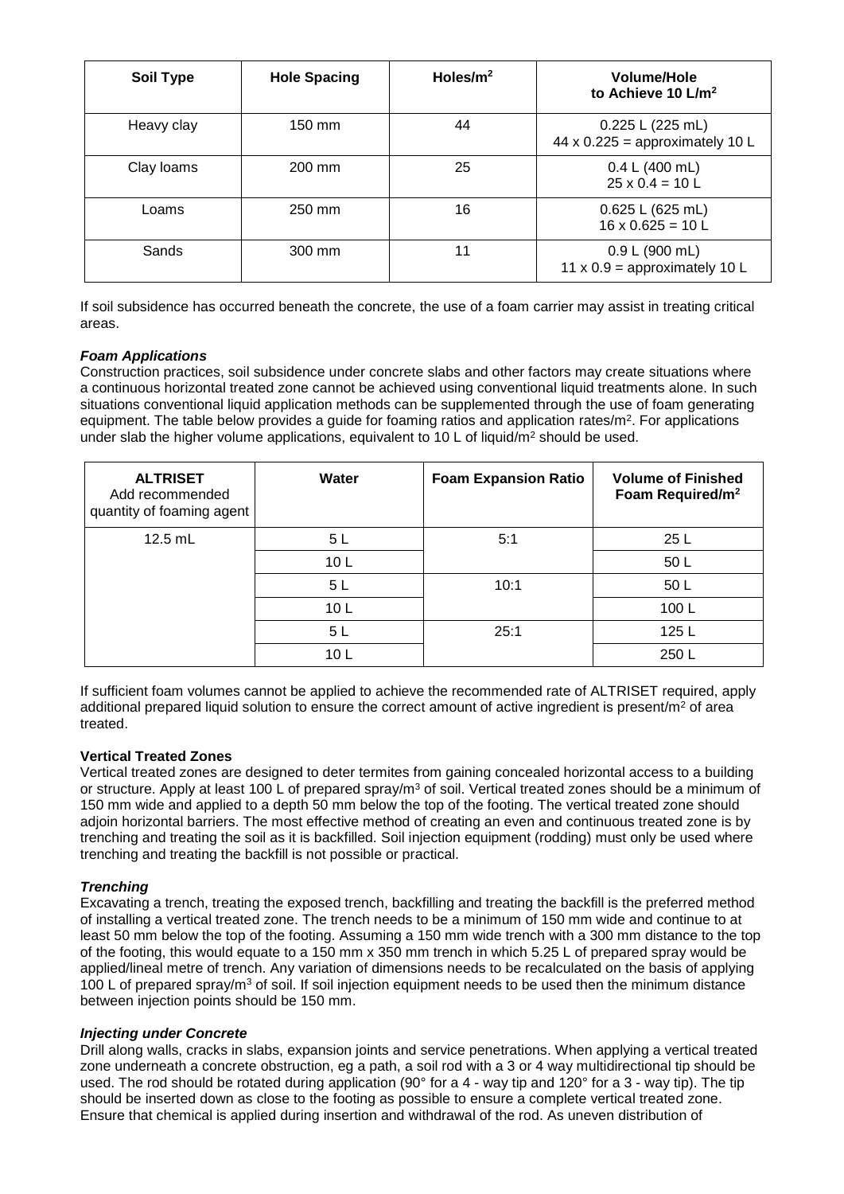| Soil Type | Hole Spacing | Holes/m$^2$ | Volume/Hole to Achieve 10 L/m$^2$ |
|---|---|---|---|
| Heavy clay | 150 mm | 44 | 0.225 L (225 mL) 44 x 0.225 = approximately 10 L |
| Clay loams | 200 mm | 25 | 0.4 L (400 mL) 25 x 0.4 = 10 L |
| Loams | 250 mm | 16 | 0.625 L (625 mL) 16 x 0.625 = 10 L |
| Sands | 300 mm | 11 | 0.9 L (900 mL) 11 x 0.9 = approximately 10 L |

If soil subsidence has occurred beneath the concrete, the use of a foam carrier may assist in treating critical areas.

***Foam Applications***

Construction practices, soil subsidence under concrete slabs and other factors may create situations where a continuous horizontal treated zone cannot be achieved using conventional liquid treatments alone. In such situations conventional liquid application methods can be supplemented through the use of foam generating equipment. The table below provides a guide for foaming ratios and application rates/m$^2$. For applications under slab the higher volume applications, equivalent to 10 L of liquid/m$^2$ should be used.

| ALTRISET Add recommended quantity of foaming agent | Water | Foam Expansion Ratio | Volume of Finished Foam Required/m$^2$ |
|---|---|---|---|
| 12.5 mL | 5 L | 5:1 | 25 L |
| | 10 L | | 50 L |
| | 5 L | 10:1 | 50 L |
| | 10 L | | 100 L |
| | 5 L | 25:1 | 125 L |
| | 10 L | | 250 L |

If sufficient foam volumes cannot be applied to achieve the recommended rate of ALTRISET required, apply additional prepared liquid solution to ensure the correct amount of active ingredient is present/m$^2$ of area treated.

**Vertical Treated Zones**

Vertical treated zones are designed to deter termites from gaining concealed horizontal access to a building or structure. Apply at least 100 L of prepared spray/m$^3$ of soil. Vertical treated zones should be a minimum of 150 mm wide and applied to a depth 50 mm below the top of the footing. The vertical treated zone should adjoin horizontal barriers. The most effective method of creating an even and continuous treated zone is by trenching and treating the soil as it is backfilled. Soil injection equipment (rodding) must only be used where trenching and treating the backfill is not possible or practical.

***Trenching***

Excavating a trench, treating the exposed trench, backfilling and treating the backfill is the preferred method of installing a vertical treated zone. The trench needs to be a minimum of 150 mm wide and continue to at least 50 mm below the top of the footing. Assuming a 150 mm wide trench with a 300 mm distance to the top of the footing, this would equate to a 150 mm x 350 mm trench in which 5.25 L of prepared spray would be applied/lineal metre of trench. Any variation of dimensions needs to be recalculated on the basis of applying 100 L of prepared spray/m$^3$ of soil. If soil injection equipment needs to be used then the minimum distance between injection points should be 150 mm.

***Injecting under Concrete***

Drill along walls, cracks in slabs, expansion joints and service penetrations. When applying a vertical treated zone underneath a concrete obstruction, eg a path, a soil rod with a 3 or 4 way multidirectional tip should be used. The rod should be rotated during application (90° for a 4 - way tip and 120° for a 3 - way tip). The tip should be inserted down as close to the footing as possible to ensure a complete vertical treated zone. Ensure that chemical is applied during insertion and withdrawal of the rod. As uneven distribution of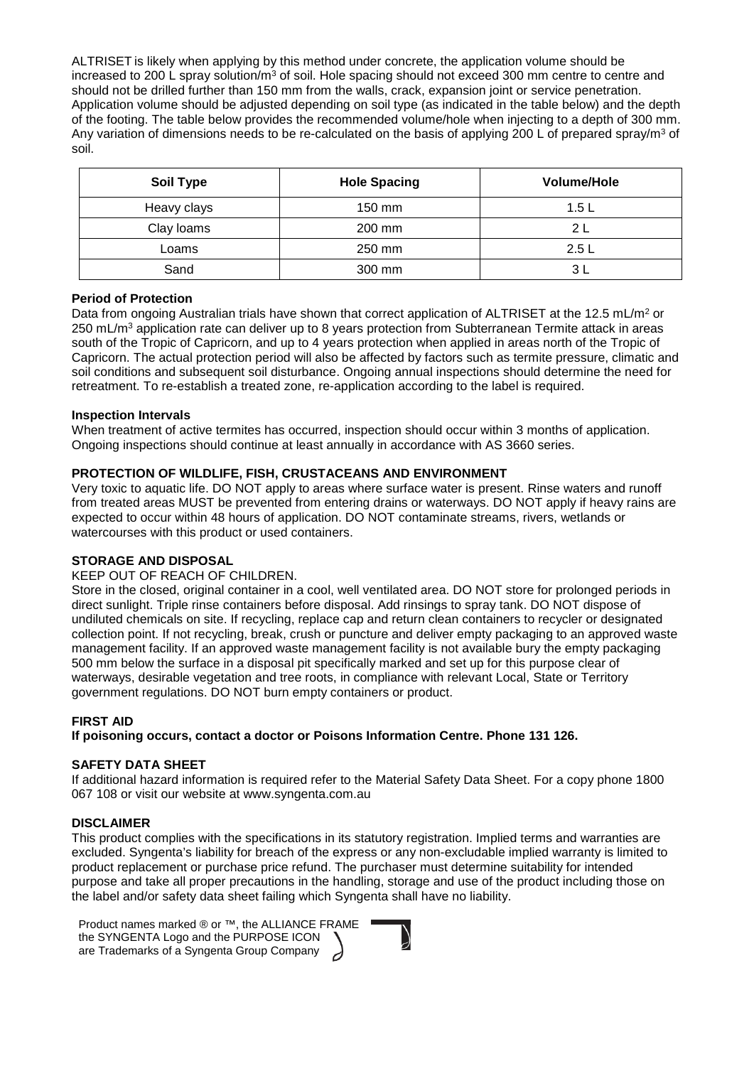ALTRISET is likely when applying by this method under concrete, the application volume should be increased to 200 L spray solution/m$^3$ of soil. Hole spacing should not exceed 300 mm centre to centre and should not be drilled further than 150 mm from the walls, crack, expansion joint or service penetration. Application volume should be adjusted depending on soil type (as indicated in the table below) and the depth of the footing. The table below provides the recommended volume/hole when injecting to a depth of 300 mm. Any variation of dimensions needs to be re-calculated on the basis of applying 200 L of prepared spray/m$^3$ of soil.

| Soil Type | Hole Spacing | Volume/Hole |
|---|---|---|
| Heavy clays | 150 mm | 1.5 L |
| Clay loams | 200 mm | 2 L |
| Loams | 250 mm | 2.5 L |
| Sand | 300 mm | 3 L |

**Period of Protection**

Data from ongoing Australian trials have shown that correct application of ALTRISET at the 12.5 mL/m$^2$ or 250 mL/m$^3$ application rate can deliver up to 8 years protection from Subterranean Termite attack in areas south of the Tropic of Capricorn, and up to 4 years protection when applied in areas north of the Tropic of Capricorn. The actual protection period will also be affected by factors such as termite pressure, climatic and soil conditions and subsequent soil disturbance. Ongoing annual inspections should determine the need for retreatment. To re-establish a treated zone, re-application according to the label is required.

**Inspection Intervals**

When treatment of active termites has occurred, inspection should occur within 3 months of application. Ongoing inspections should continue at least annually in accordance with AS 3660 series.

**PROTECTION OF WILDLIFE, FISH, CRUSTACEANS AND ENVIRONMENT**

Very toxic to aquatic life. DO NOT apply to areas where surface water is present. Rinse waters and runoff from treated areas MUST be prevented from entering drains or waterways. DO NOT apply if heavy rains are expected to occur within 48 hours of application. DO NOT contaminate streams, rivers, wetlands or watercourses with this product or used containers.

**STORAGE AND DISPOSAL**

KEEP OUT OF REACH OF CHILDREN.

Store in the closed, original container in a cool, well ventilated area. DO NOT store for prolonged periods in direct sunlight. Triple rinse containers before disposal. Add rinsings to spray tank. DO NOT dispose of undiluted chemicals on site. If recycling, replace cap and return clean containers to recycler or designated collection point. If not recycling, break, crush or puncture and deliver empty packaging to an approved waste management facility. If an approved waste management facility is not available bury the empty packaging 500 mm below the surface in a disposal pit specifically marked and set up for this purpose clear of waterways, desirable vegetation and tree roots, in compliance with relevant Local, State or Territory government regulations. DO NOT burn empty containers or product.

**FIRST AID**

**If poisoning occurs, contact a doctor or Poisons Information Centre. Phone 131 126.**

**SAFETY DATA SHEET**

If additional hazard information is required refer to the Material Safety Data Sheet. For a copy phone 1800 067 108 or visit our website at www.syngenta.com.au

**DISCLAIMER**

This product complies with the specifications in its statutory registration. Implied terms and warranties are excluded. Syngenta's liability for breach of the express or any non-excludable implied warranty is limited to product replacement or purchase price refund. The purchaser must determine suitability for intended purpose and take all proper precautions in the handling, storage and use of the product including those on the label and/or safety data sheet failing which Syngenta shall have no liability.

Product names marked ® or ™, the ALLIANCE FRAME the SYNGENTA Logo and the PURPOSE ICON are Trademarks of a Syngenta Group Company